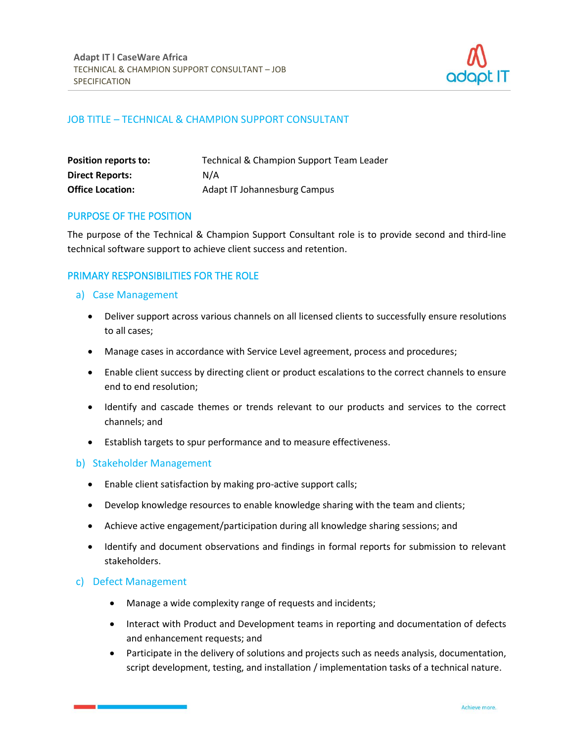## JOB TITLE – TECHNICAL & CHAMPION SUPPORT CONSULTANT

| | |
|---|---|
| **Position reports to:** | Technical & Champion Support Team Leader |
| **Direct Reports:** | N/A |
| **Office Location:** | Adapt IT Johannesburg Campus |

## PURPOSE OF THE POSITION

The purpose of the Technical & Champion Support Consultant role is to provide second and third-line technical software support to achieve client success and retention.

## PRIMARY RESPONSIBILITIES FOR THE ROLE

### a) Case Management

- Deliver support across various channels on all licensed clients to successfully ensure resolutions to all cases;
- Manage cases in accordance with Service Level agreement, process and procedures;
- Enable client success by directing client or product escalations to the correct channels to ensure end to end resolution;
- Identify and cascade themes or trends relevant to our products and services to the correct channels; and
- Establish targets to spur performance and to measure effectiveness.

### b) Stakeholder Management

- Enable client satisfaction by making pro-active support calls;
- Develop knowledge resources to enable knowledge sharing with the team and clients;
- Achieve active engagement/participation during all knowledge sharing sessions; and
- Identify and document observations and findings in formal reports for submission to relevant stakeholders.

### c) Defect Management

- Manage a wide complexity range of requests and incidents;
- Interact with Product and Development teams in reporting and documentation of defects and enhancement requests; and
- Participate in the delivery of solutions and projects such as needs analysis, documentation, script development, testing, and installation / implementation tasks of a technical nature.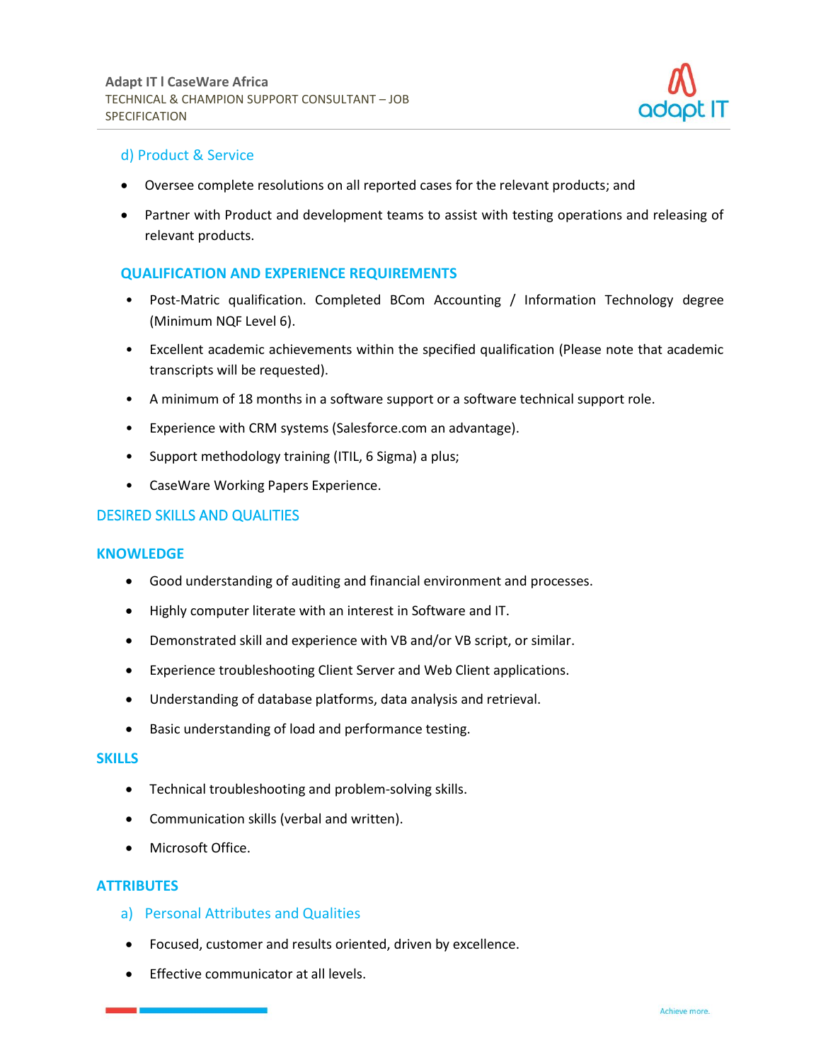### d) Product & Service

- Oversee complete resolutions on all reported cases for the relevant products; and
- Partner with Product and development teams to assist with testing operations and releasing of relevant products.

### QUALIFICATION AND EXPERIENCE REQUIREMENTS

- Post-Matric qualification. Completed BCom Accounting / Information Technology degree (Minimum NQF Level 6).
- Excellent academic achievements within the specified qualification (Please note that academic transcripts will be requested).
- A minimum of 18 months in a software support or a software technical support role.
- Experience with CRM systems (Salesforce.com an advantage).
- Support methodology training (ITIL, 6 Sigma) a plus;
- CaseWare Working Papers Experience.

## DESIRED SKILLS AND QUALITIES

### KNOWLEDGE

- Good understanding of auditing and financial environment and processes.
- Highly computer literate with an interest in Software and IT.
- Demonstrated skill and experience with VB and/or VB script, or similar.
- Experience troubleshooting Client Server and Web Client applications.
- Understanding of database platforms, data analysis and retrieval.
- Basic understanding of load and performance testing.

### SKILLS

- Technical troubleshooting and problem-solving skills.
- Communication skills (verbal and written).
- Microsoft Office.

### ATTRIBUTES

#### a) Personal Attributes and Qualities

- Focused, customer and results oriented, driven by excellence.
- Effective communicator at all levels.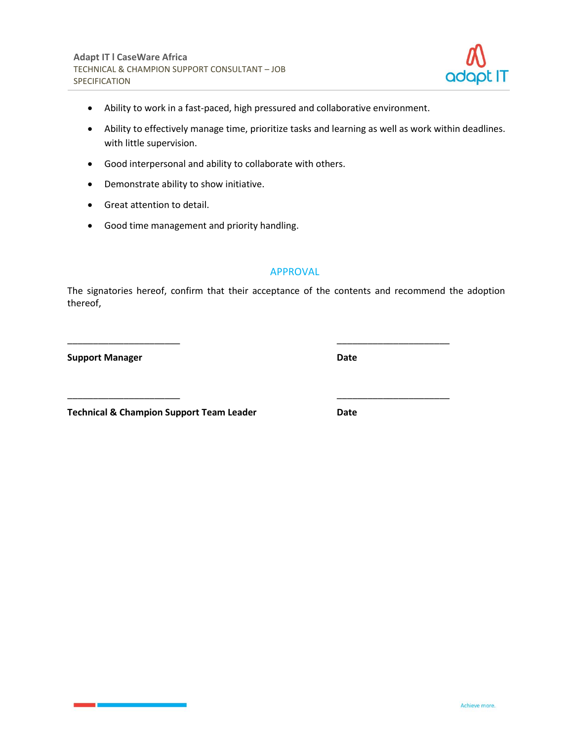- Ability to work in a fast-paced, high pressured and collaborative environment.
- Ability to effectively manage time, prioritize tasks and learning as well as work within deadlines. with little supervision.
- Good interpersonal and ability to collaborate with others.
- Demonstrate ability to show initiative.
- Great attention to detail.
- Good time management and priority handling.

## APPROVAL

The signatories hereof, confirm that their acceptance of the contents and recommend the adoption thereof,

| | |
|---|---|
| _______________________ | _______________________ |
| **Support Manager** | **Date** |
| _______________________ | _______________________ |
| **Technical & Champion Support Team Leader** | **Date** |